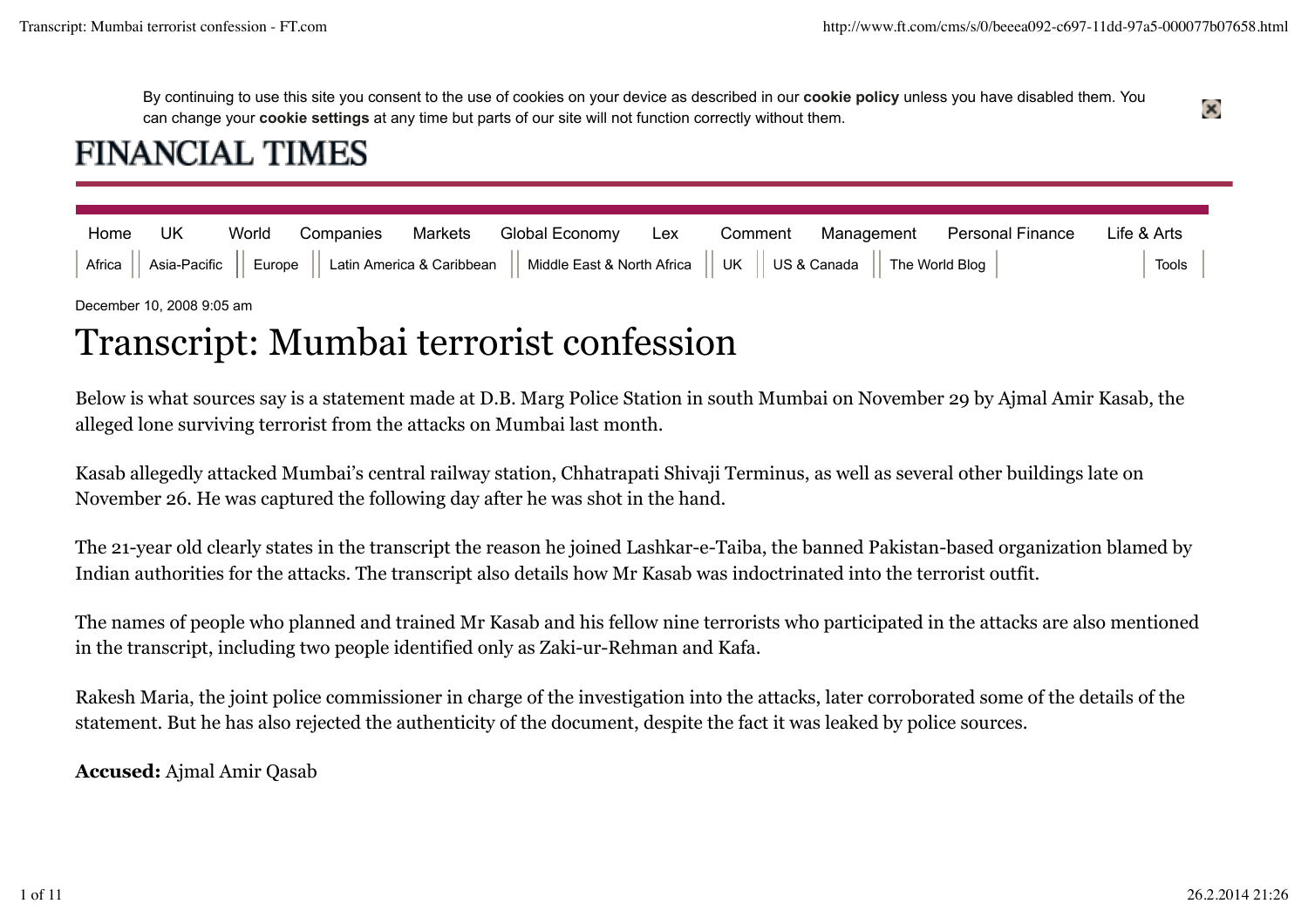By continuing to use this site you consent to the use of cookies on your device as described in our **cookie policy** unless you have disabled them. You can change your **cookie settings** at any time but parts of our site will not function correctly without them.

FINANCIAL TIMES

Home | UK | World | Companies | Markets | Global Economy | Lex | Comment | Management | Personal Finance | Life & Arts

Africa | Asia-Pacific | Europe | Latin America & Caribbean | Middle East & North Africa | UK | US & Canada | The World Blog | Tools

December 10, 2008 9:05 am

# Transcript: Mumbai terrorist confession

Below is what sources say is a statement made at D.B. Marg Police Station in south Mumbai on November 29 by Ajmal Amir Kasab, the alleged lone surviving terrorist from the attacks on Mumbai last month.

Kasab allegedly attacked Mumbai's central railway station, Chhatrapati Shivaji Terminus, as well as several other buildings late on November 26. He was captured the following day after he was shot in the hand.

The 21-year old clearly states in the transcript the reason he joined Lashkar-e-Taiba, the banned Pakistan-based organization blamed by Indian authorities for the attacks. The transcript also details how Mr Kasab was indoctrinated into the terrorist outfit.

The names of people who planned and trained Mr Kasab and his fellow nine terrorists who participated in the attacks are also mentioned in the transcript, including two people identified only as Zaki-ur-Rehman and Kafa.

Rakesh Maria, the joint police commissioner in charge of the investigation into the attacks, later corroborated some of the details of the statement. But he has also rejected the authenticity of the document, despite the fact it was leaked by police sources.

**Accused:** Ajmal Amir Qasab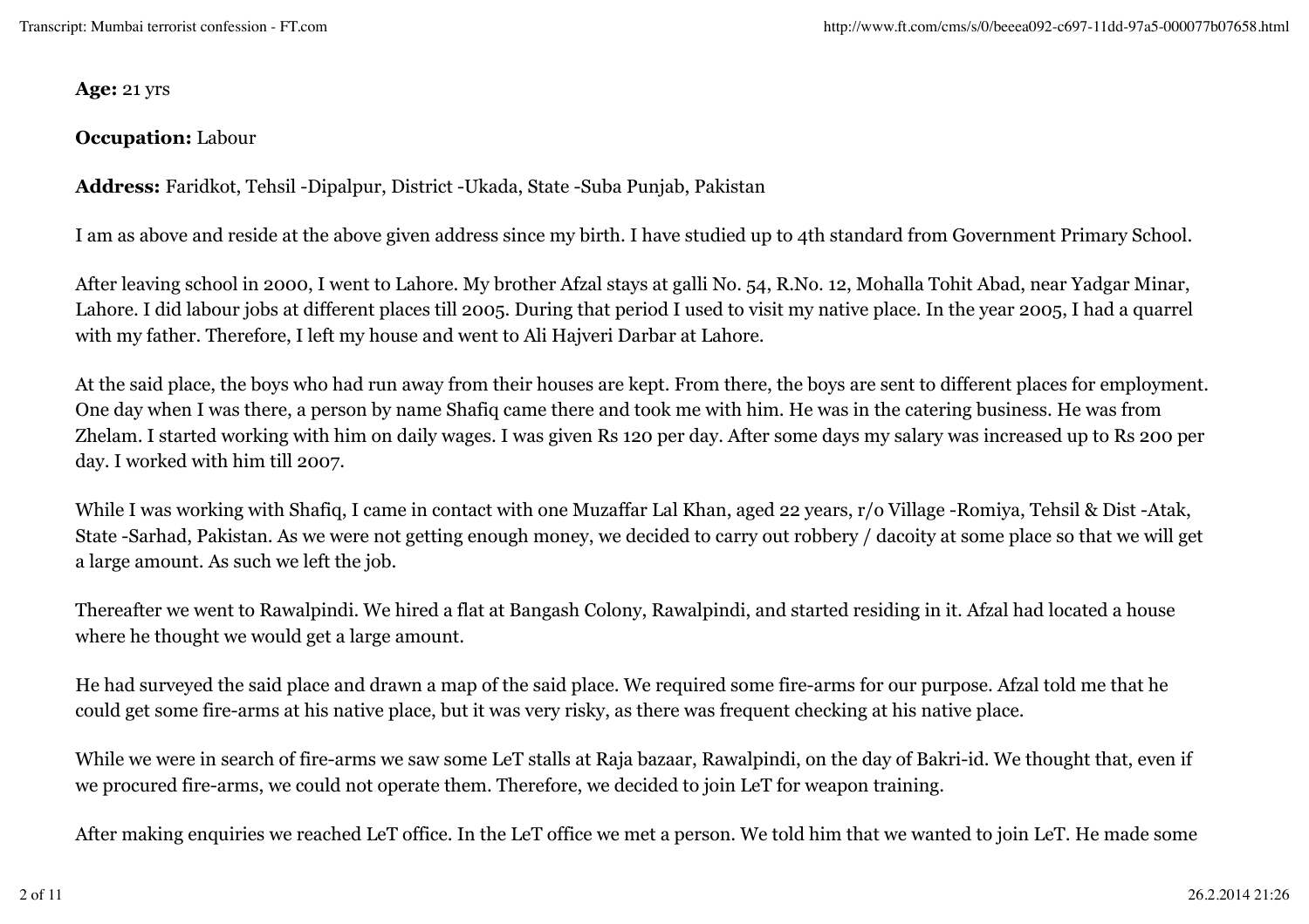**Age:** 21 yrs

**Occupation:** Labour

**Address:** Faridkot, Tehsil -Dipalpur, District -Ukada, State -Suba Punjab, Pakistan

I am as above and reside at the above given address since my birth. I have studied up to 4th standard from Government Primary School.

After leaving school in 2000, I went to Lahore. My brother Afzal stays at galli No. 54, R.No. 12, Mohalla Tohit Abad, near Yadgar Minar, Lahore. I did labour jobs at different places till 2005. During that period I used to visit my native place. In the year 2005, I had a quarrel with my father. Therefore, I left my house and went to Ali Hajveri Darbar at Lahore.

At the said place, the boys who had run away from their houses are kept. From there, the boys are sent to different places for employment. One day when I was there, a person by name Shafiq came there and took me with him. He was in the catering business. He was from Zhelam. I started working with him on daily wages. I was given Rs 120 per day. After some days my salary was increased up to Rs 200 per day. I worked with him till 2007.

While I was working with Shafiq, I came in contact with one Muzaffar Lal Khan, aged 22 years, r/o Village -Romiya, Tehsil & Dist -Atak, State -Sarhad, Pakistan. As we were not getting enough money, we decided to carry out robbery / dacoity at some place so that we will get a large amount. As such we left the job.

Thereafter we went to Rawalpindi. We hired a flat at Bangash Colony, Rawalpindi, and started residing in it. Afzal had located a house where he thought we would get a large amount.

He had surveyed the said place and drawn a map of the said place. We required some fire-arms for our purpose. Afzal told me that he could get some fire-arms at his native place, but it was very risky, as there was frequent checking at his native place.

While we were in search of fire-arms we saw some LeT stalls at Raja bazaar, Rawalpindi, on the day of Bakri-id. We thought that, even if we procured fire-arms, we could not operate them. Therefore, we decided to join LeT for weapon training.

After making enquiries we reached LeT office. In the LeT office we met a person. We told him that we wanted to join LeT. He made some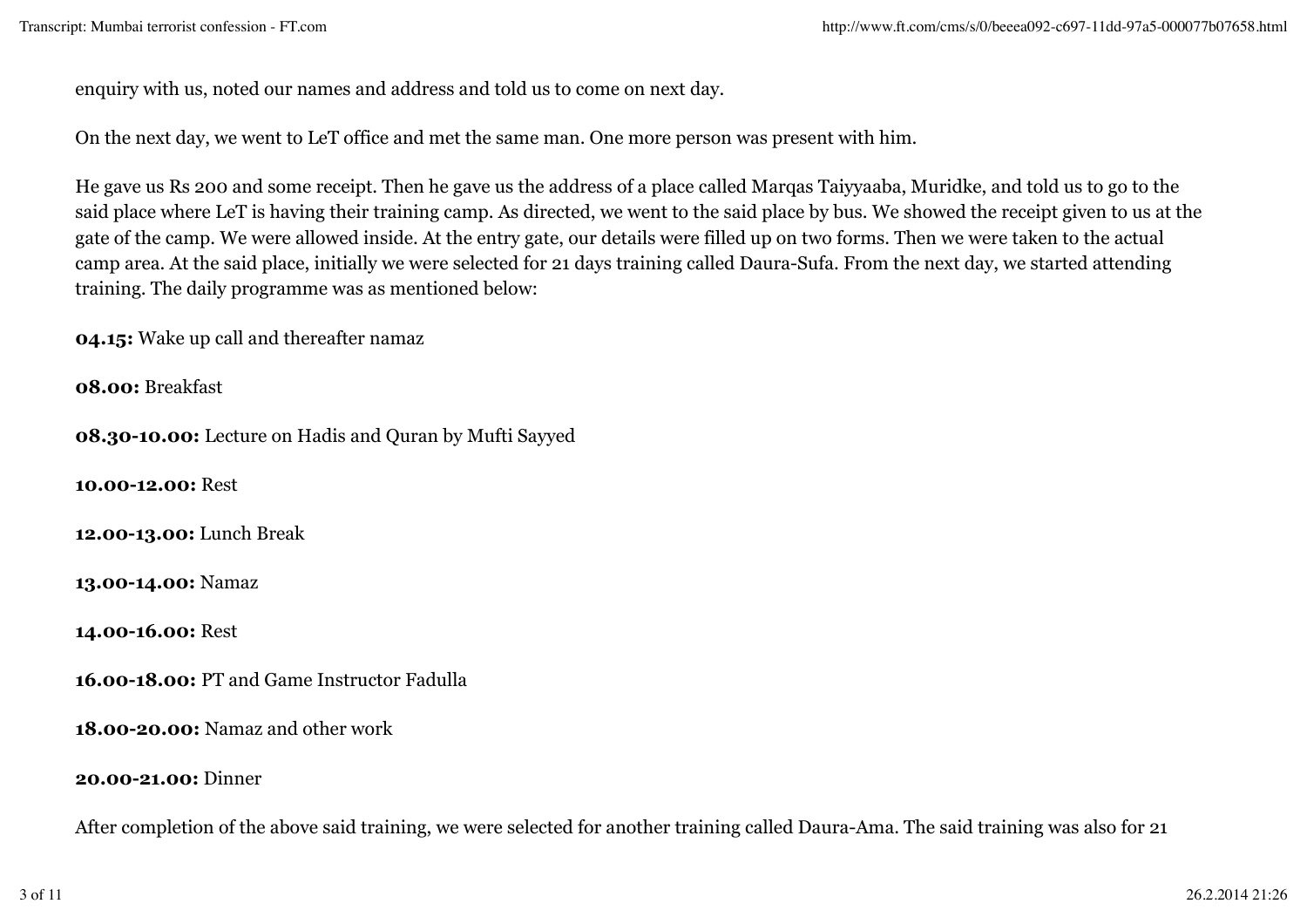enquiry with us, noted our names and address and told us to come on next day.

On the next day, we went to LeT office and met the same man. One more person was present with him.

He gave us Rs 200 and some receipt. Then he gave us the address of a place called Marqas Taiyyaaba, Muridke, and told us to go to the said place where LeT is having their training camp. As directed, we went to the said place by bus. We showed the receipt given to us at the gate of the camp. We were allowed inside. At the entry gate, our details were filled up on two forms. Then we were taken to the actual camp area. At the said place, initially we were selected for 21 days training called Daura-Sufa. From the next day, we started attending training. The daily programme was as mentioned below:

**04.15:** Wake up call and thereafter namaz

**08.00:** Breakfast

**08.30-10.00:** Lecture on Hadis and Quran by Mufti Sayyed

**10.00-12.00:** Rest

**12.00-13.00:** Lunch Break

**13.00-14.00:** Namaz

**14.00-16.00:** Rest

**16.00-18.00:** PT and Game Instructor Fadulla

**18.00-20.00:** Namaz and other work

**20.00-21.00:** Dinner

After completion of the above said training, we were selected for another training called Daura-Ama. The said training was also for 21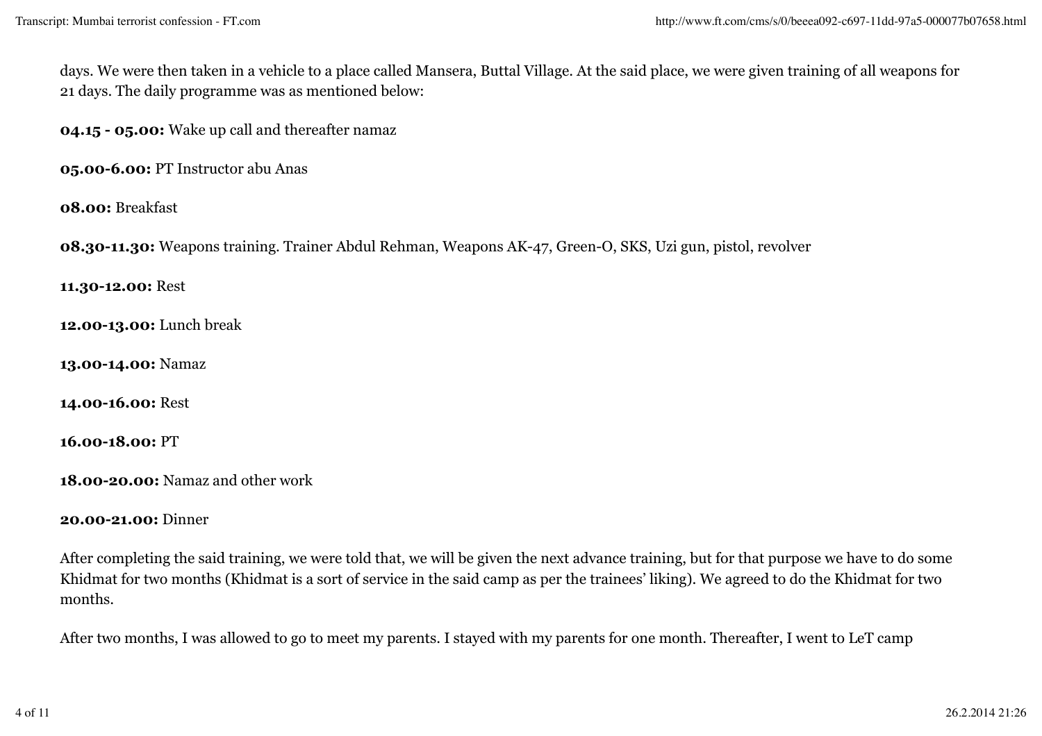days. We were then taken in a vehicle to a place called Mansera, Buttal Village. At the said place, we were given training of all weapons for 21 days. The daily programme was as mentioned below:

**04.15 - 05.00:** Wake up call and thereafter namaz

**05.00-6.00:** PT Instructor abu Anas

**08.00:** Breakfast

**08.30-11.30:** Weapons training. Trainer Abdul Rehman, Weapons AK-47, Green-O, SKS, Uzi gun, pistol, revolver

**11.30-12.00:** Rest

**12.00-13.00:** Lunch break

**13.00-14.00:** Namaz

**14.00-16.00:** Rest

**16.00-18.00:** PT

**18.00-20.00:** Namaz and other work

**20.00-21.00:** Dinner

After completing the said training, we were told that, we will be given the next advance training, but for that purpose we have to do some Khidmat for two months (Khidmat is a sort of service in the said camp as per the trainees' liking). We agreed to do the Khidmat for two months.

After two months, I was allowed to go to meet my parents. I stayed with my parents for one month. Thereafter, I went to LeT camp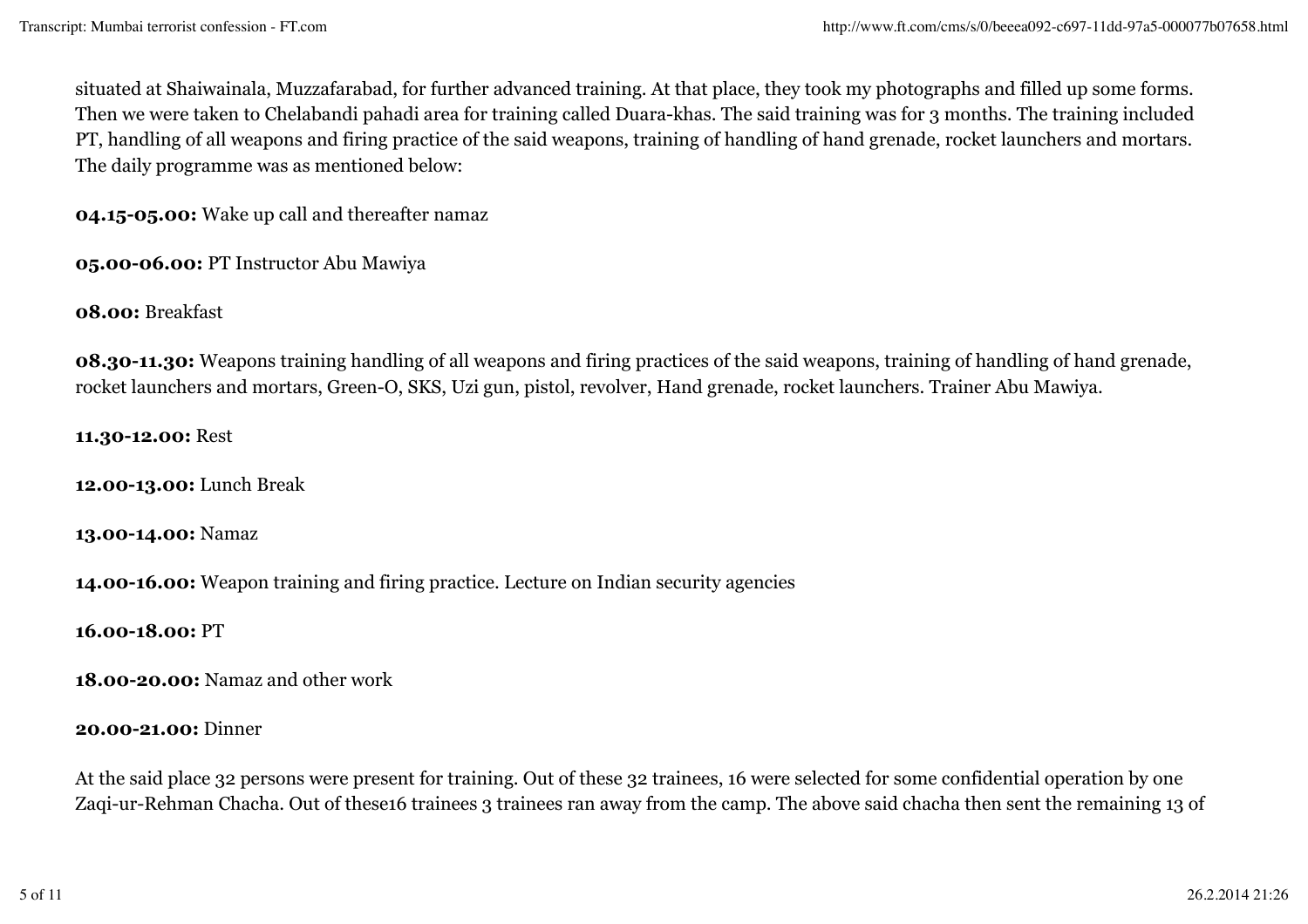situated at Shaiwainala, Muzzafarabad, for further advanced training. At that place, they took my photographs and filled up some forms. Then we were taken to Chelabandi pahadi area for training called Duara-khas. The said training was for 3 months. The training included PT, handling of all weapons and firing practice of the said weapons, training of handling of hand grenade, rocket launchers and mortars. The daily programme was as mentioned below:

**04.15-05.00:** Wake up call and thereafter namaz

**05.00-06.00:** PT Instructor Abu Mawiya

**08.00:** Breakfast

**08.30-11.30:** Weapons training handling of all weapons and firing practices of the said weapons, training of handling of hand grenade, rocket launchers and mortars, Green-O, SKS, Uzi gun, pistol, revolver, Hand grenade, rocket launchers. Trainer Abu Mawiya.

**11.30-12.00:** Rest

**12.00-13.00:** Lunch Break

**13.00-14.00:** Namaz

**14.00-16.00:** Weapon training and firing practice. Lecture on Indian security agencies

**16.00-18.00:** PT

**18.00-20.00:** Namaz and other work

**20.00-21.00:** Dinner

At the said place 32 persons were present for training. Out of these 32 trainees, 16 were selected for some confidential operation by one Zaqi-ur-Rehman Chacha. Out of these16 trainees 3 trainees ran away from the camp. The above said chacha then sent the remaining 13 of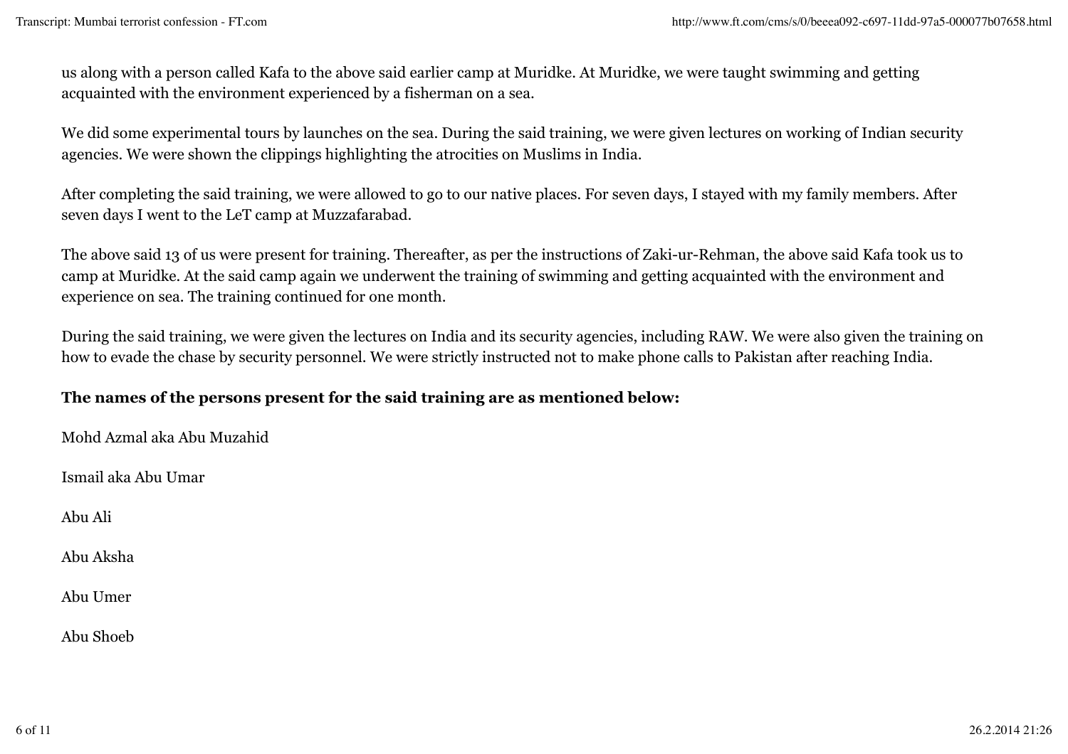us along with a person called Kafa to the above said earlier camp at Muridke. At Muridke, we were taught swimming and getting acquainted with the environment experienced by a fisherman on a sea.

We did some experimental tours by launches on the sea. During the said training, we were given lectures on working of Indian security agencies. We were shown the clippings highlighting the atrocities on Muslims in India.

After completing the said training, we were allowed to go to our native places. For seven days, I stayed with my family members. After seven days I went to the LeT camp at Muzzafarabad.

The above said 13 of us were present for training. Thereafter, as per the instructions of Zaki-ur-Rehman, the above said Kafa took us to camp at Muridke. At the said camp again we underwent the training of swimming and getting acquainted with the environment and experience on sea. The training continued for one month.

During the said training, we were given the lectures on India and its security agencies, including RAW. We were also given the training on how to evade the chase by security personnel. We were strictly instructed not to make phone calls to Pakistan after reaching India.

**The names of the persons present for the said training are as mentioned below:**

Mohd Azmal aka Abu Muzahid

Ismail aka Abu Umar

Abu Ali

Abu Aksha

Abu Umer

Abu Shoeb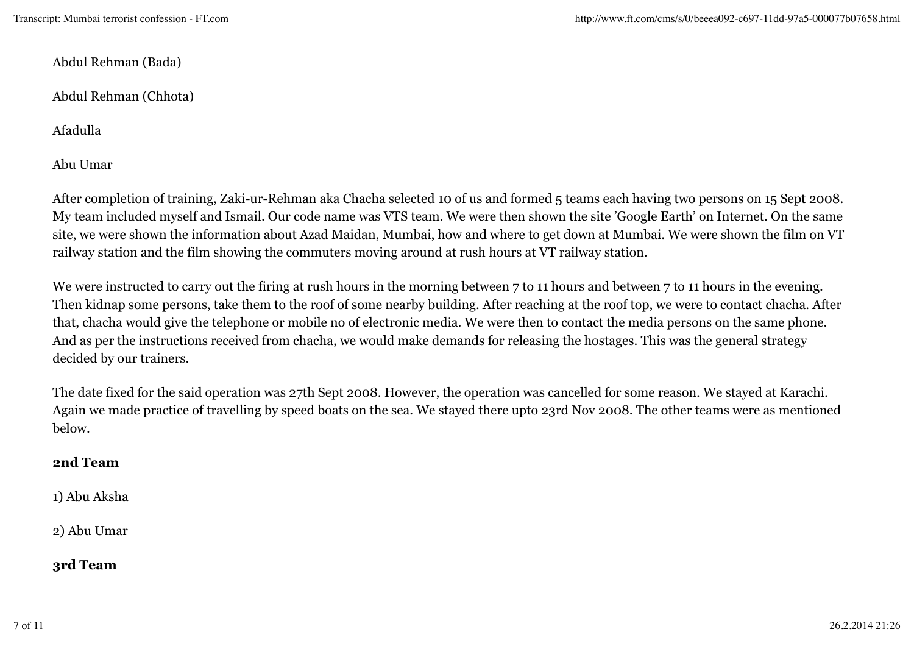Abdul Rehman (Bada)

Abdul Rehman (Chhota)

Afadulla

Abu Umar

After completion of training, Zaki-ur-Rehman aka Chacha selected 10 of us and formed 5 teams each having two persons on 15 Sept 2008. My team included myself and Ismail. Our code name was VTS team. We were then shown the site 'Google Earth' on Internet. On the same site, we were shown the information about Azad Maidan, Mumbai, how and where to get down at Mumbai. We were shown the film on VT railway station and the film showing the commuters moving around at rush hours at VT railway station.

We were instructed to carry out the firing at rush hours in the morning between 7 to 11 hours and between 7 to 11 hours in the evening. Then kidnap some persons, take them to the roof of some nearby building. After reaching at the roof top, we were to contact chacha. After that, chacha would give the telephone or mobile no of electronic media. We were then to contact the media persons on the same phone. And as per the instructions received from chacha, we would make demands for releasing the hostages. This was the general strategy decided by our trainers.

The date fixed for the said operation was 27th Sept 2008. However, the operation was cancelled for some reason. We stayed at Karachi. Again we made practice of travelling by speed boats on the sea. We stayed there upto 23rd Nov 2008. The other teams were as mentioned below.

**2nd Team**

1) Abu Aksha

2) Abu Umar

**3rd Team**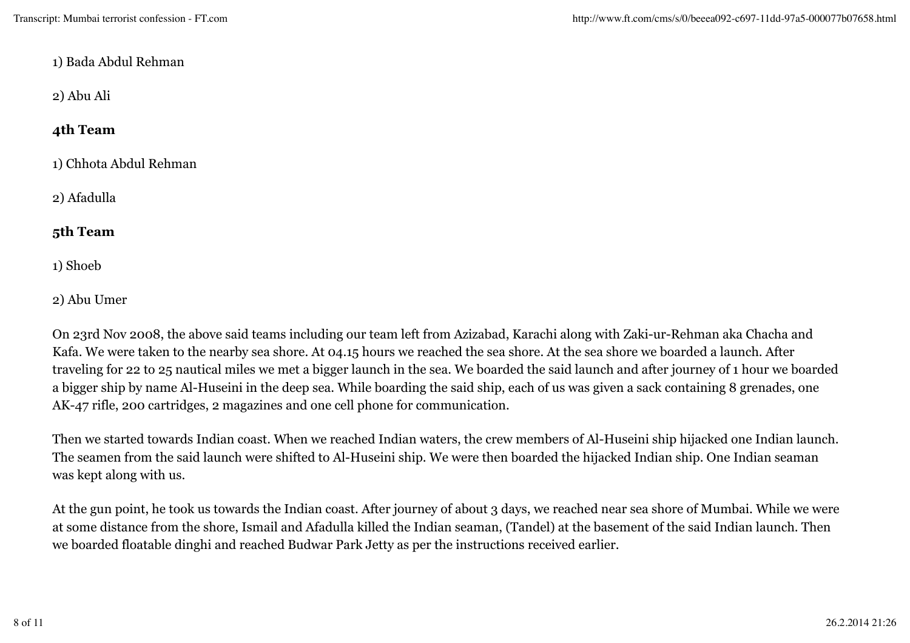1) Bada Abdul Rehman

2) Abu Ali

**4th Team**

1) Chhota Abdul Rehman

2) Afadulla

**5th Team**

1) Shoeb

2) Abu Umer

On 23rd Nov 2008, the above said teams including our team left from Azizabad, Karachi along with Zaki-ur-Rehman aka Chacha and Kafa. We were taken to the nearby sea shore. At 04.15 hours we reached the sea shore. At the sea shore we boarded a launch. After traveling for 22 to 25 nautical miles we met a bigger launch in the sea. We boarded the said launch and after journey of 1 hour we boarded a bigger ship by name Al-Huseini in the deep sea. While boarding the said ship, each of us was given a sack containing 8 grenades, one AK-47 rifle, 200 cartridges, 2 magazines and one cell phone for communication.

Then we started towards Indian coast. When we reached Indian waters, the crew members of Al-Huseini ship hijacked one Indian launch. The seamen from the said launch were shifted to Al-Huseini ship. We were then boarded the hijacked Indian ship. One Indian seaman was kept along with us.

At the gun point, he took us towards the Indian coast. After journey of about 3 days, we reached near sea shore of Mumbai. While we were at some distance from the shore, Ismail and Afadulla killed the Indian seaman, (Tandel) at the basement of the said Indian launch. Then we boarded floatable dinghi and reached Budwar Park Jetty as per the instructions received earlier.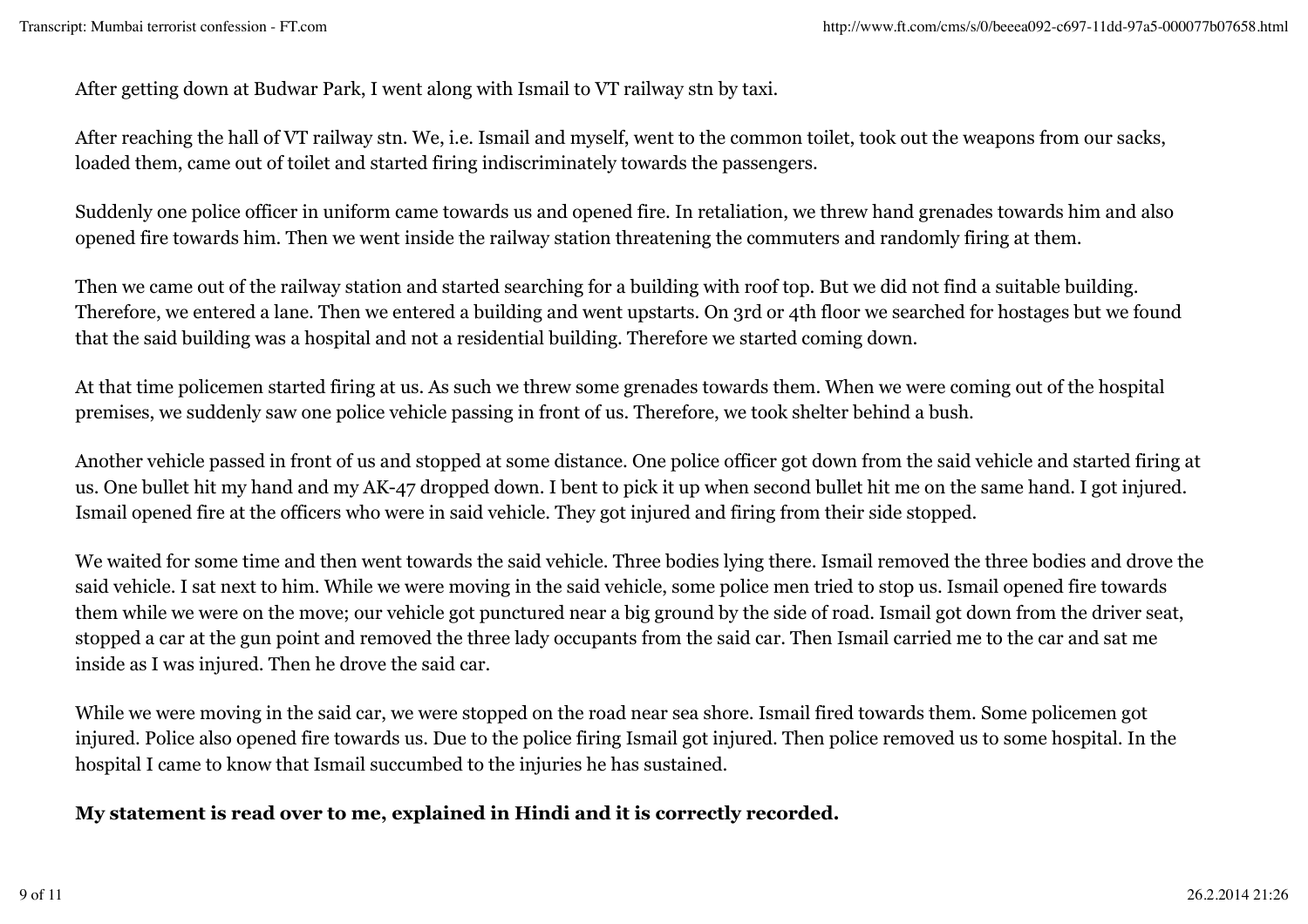After getting down at Budwar Park, I went along with Ismail to VT railway stn by taxi.

After reaching the hall of VT railway stn. We, i.e. Ismail and myself, went to the common toilet, took out the weapons from our sacks, loaded them, came out of toilet and started firing indiscriminately towards the passengers.

Suddenly one police officer in uniform came towards us and opened fire. In retaliation, we threw hand grenades towards him and also opened fire towards him. Then we went inside the railway station threatening the commuters and randomly firing at them.

Then we came out of the railway station and started searching for a building with roof top. But we did not find a suitable building. Therefore, we entered a lane. Then we entered a building and went upstarts. On 3rd or 4th floor we searched for hostages but we found that the said building was a hospital and not a residential building. Therefore we started coming down.

At that time policemen started firing at us. As such we threw some grenades towards them. When we were coming out of the hospital premises, we suddenly saw one police vehicle passing in front of us. Therefore, we took shelter behind a bush.

Another vehicle passed in front of us and stopped at some distance. One police officer got down from the said vehicle and started firing at us. One bullet hit my hand and my AK-47 dropped down. I bent to pick it up when second bullet hit me on the same hand. I got injured. Ismail opened fire at the officers who were in said vehicle. They got injured and firing from their side stopped.

We waited for some time and then went towards the said vehicle. Three bodies lying there. Ismail removed the three bodies and drove the said vehicle. I sat next to him. While we were moving in the said vehicle, some police men tried to stop us. Ismail opened fire towards them while we were on the move; our vehicle got punctured near a big ground by the side of road. Ismail got down from the driver seat, stopped a car at the gun point and removed the three lady occupants from the said car. Then Ismail carried me to the car and sat me inside as I was injured. Then he drove the said car.

While we were moving in the said car, we were stopped on the road near sea shore. Ismail fired towards them. Some policemen got injured. Police also opened fire towards us. Due to the police firing Ismail got injured. Then police removed us to some hospital. In the hospital I came to know that Ismail succumbed to the injuries he has sustained.

**My statement is read over to me, explained in Hindi and it is correctly recorded.**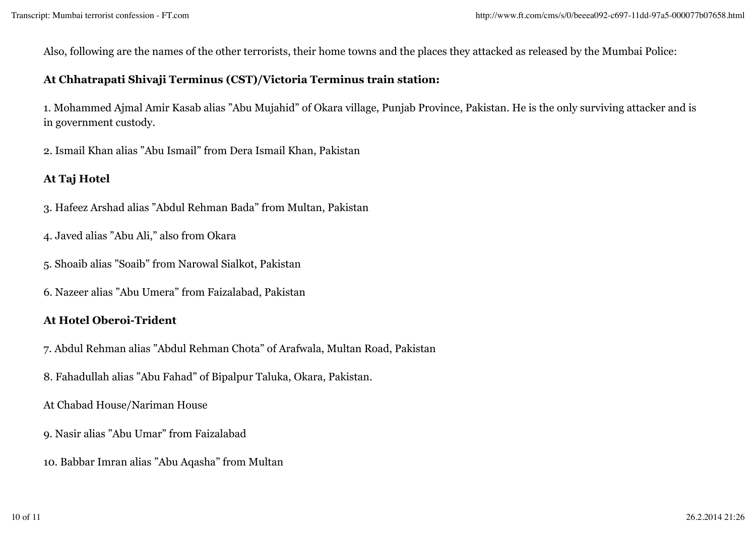Also, following are the names of the other terrorists, their home towns and the places they attacked as released by the Mumbai Police:

**At Chhatrapati Shivaji Terminus (CST)/Victoria Terminus train station:**

1. Mohammed Ajmal Amir Kasab alias "Abu Mujahid" of Okara village, Punjab Province, Pakistan. He is the only surviving attacker and is in government custody.

2. Ismail Khan alias "Abu Ismail" from Dera Ismail Khan, Pakistan

**At Taj Hotel**

3. Hafeez Arshad alias "Abdul Rehman Bada" from Multan, Pakistan

4. Javed alias "Abu Ali," also from Okara

5. Shoaib alias "Soaib" from Narowal Sialkot, Pakistan

6. Nazeer alias "Abu Umera" from Faizalabad, Pakistan

**At Hotel Oberoi-Trident**

7. Abdul Rehman alias "Abdul Rehman Chota" of Arafwala, Multan Road, Pakistan

8. Fahadullah alias "Abu Fahad" of Bipalpur Taluka, Okara, Pakistan.

At Chabad House/Nariman House

9. Nasir alias "Abu Umar" from Faizalabad

10. Babbar Imran alias "Abu Aqasha" from Multan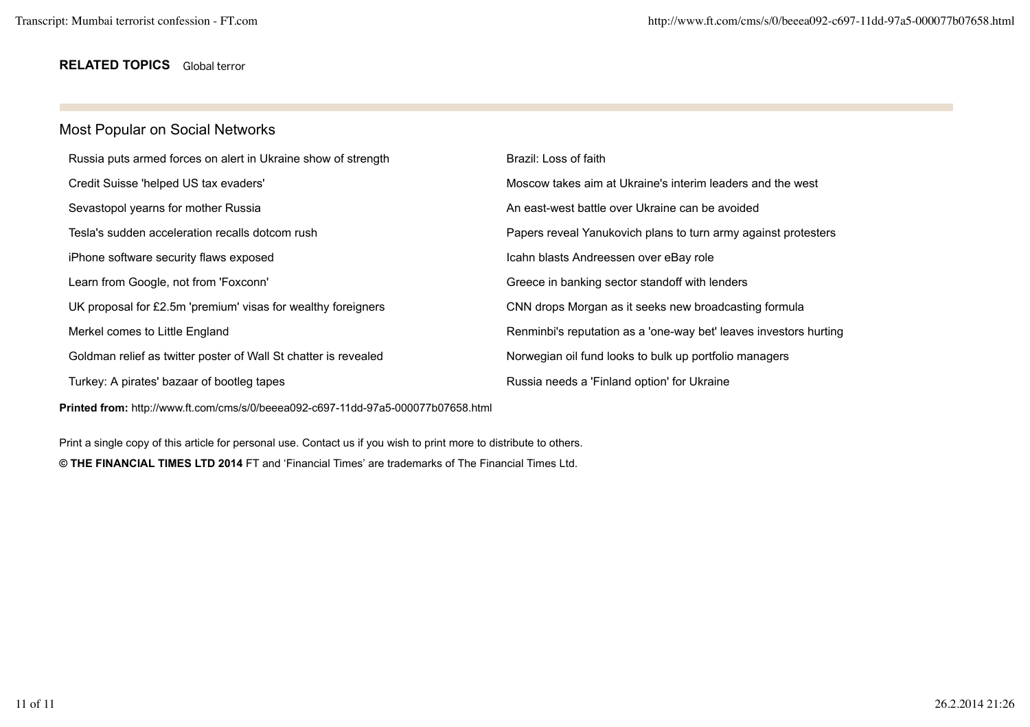**RELATED TOPICS** Global terror

## Most Popular on Social Networks

- Russia puts armed forces on alert in Ukraine show of strength
- Credit Suisse 'helped US tax evaders'
- Sevastopol yearns for mother Russia
- Tesla's sudden acceleration recalls dotcom rush
- iPhone software security flaws exposed
- Learn from Google, not from 'Foxconn'
- UK proposal for £2.5m 'premium' visas for wealthy foreigners
- Merkel comes to Little England
- Goldman relief as twitter poster of Wall St chatter is revealed
- Turkey: A pirates' bazaar of bootleg tapes
- Brazil: Loss of faith
- Moscow takes aim at Ukraine's interim leaders and the west
- An east-west battle over Ukraine can be avoided
- Papers reveal Yanukovich plans to turn army against protesters
- Icahn blasts Andreessen over eBay role
- Greece in banking sector standoff with lenders
- CNN drops Morgan as it seeks new broadcasting formula
- Renminbi's reputation as a 'one-way bet' leaves investors hurting
- Norwegian oil fund looks to bulk up portfolio managers
- Russia needs a 'Finland option' for Ukraine

**Printed from:** http://www.ft.com/cms/s/0/beeea092-c697-11dd-97a5-000077b07658.html

Print a single copy of this article for personal use. Contact us if you wish to print more to distribute to others.

**© THE FINANCIAL TIMES LTD 2014** FT and 'Financial Times' are trademarks of The Financial Times Ltd.